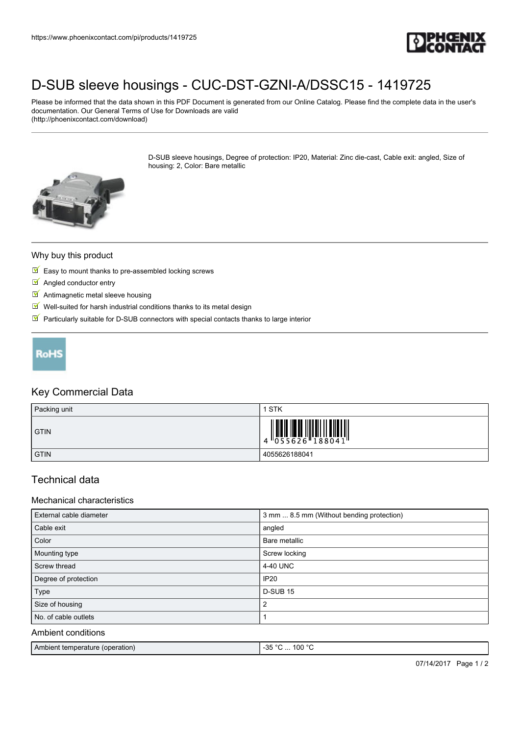https://www.phoenixcontact.com/pi/products/1419725

# D-SUB sleeve housings - CUC-DST-GZNI-A/DSSC15 - 1419725

Please be informed that the data shown in this PDF Document is generated from our Online Catalog. Please find the complete data in the user's documentation. Our General Terms of Use for Downloads are valid (http://phoenixcontact.com/download)

D-SUB sleeve housings, Degree of protection: IP20, Material: Zinc die-cast, Cable exit: angled, Size of housing: 2, Color: Bare metallic

## Why buy this product

- Easy to mount thanks to pre-assembled locking screws
- Angled conductor entry
- Antimagnetic metal sleeve housing
- Well-suited for harsh industrial conditions thanks to its metal design
- Particularly suitable for D-SUB connectors with special contacts thanks to large interior

RoHS

## Key Commercial Data

| | |
|---|---|
| Packing unit | 1 STK |
| GTIN | 4 055626 188041 |
| GTIN | 4055626188041 |

## Technical data

### Mechanical characteristics

| | |
|---|---|
| External cable diameter | 3 mm ... 8.5 mm (Without bending protection) |
| Cable exit | angled |
| Color | Bare metallic |
| Mounting type | Screw locking |
| Screw thread | 4-40 UNC |
| Degree of protection | IP20 |
| Type | D-SUB 15 |
| Size of housing | 2 |
| No. of cable outlets | 1 |

### Ambient conditions

| | |
|---|---|
| Ambient temperature (operation) | -35 °C ... 100 °C |

07/14/2017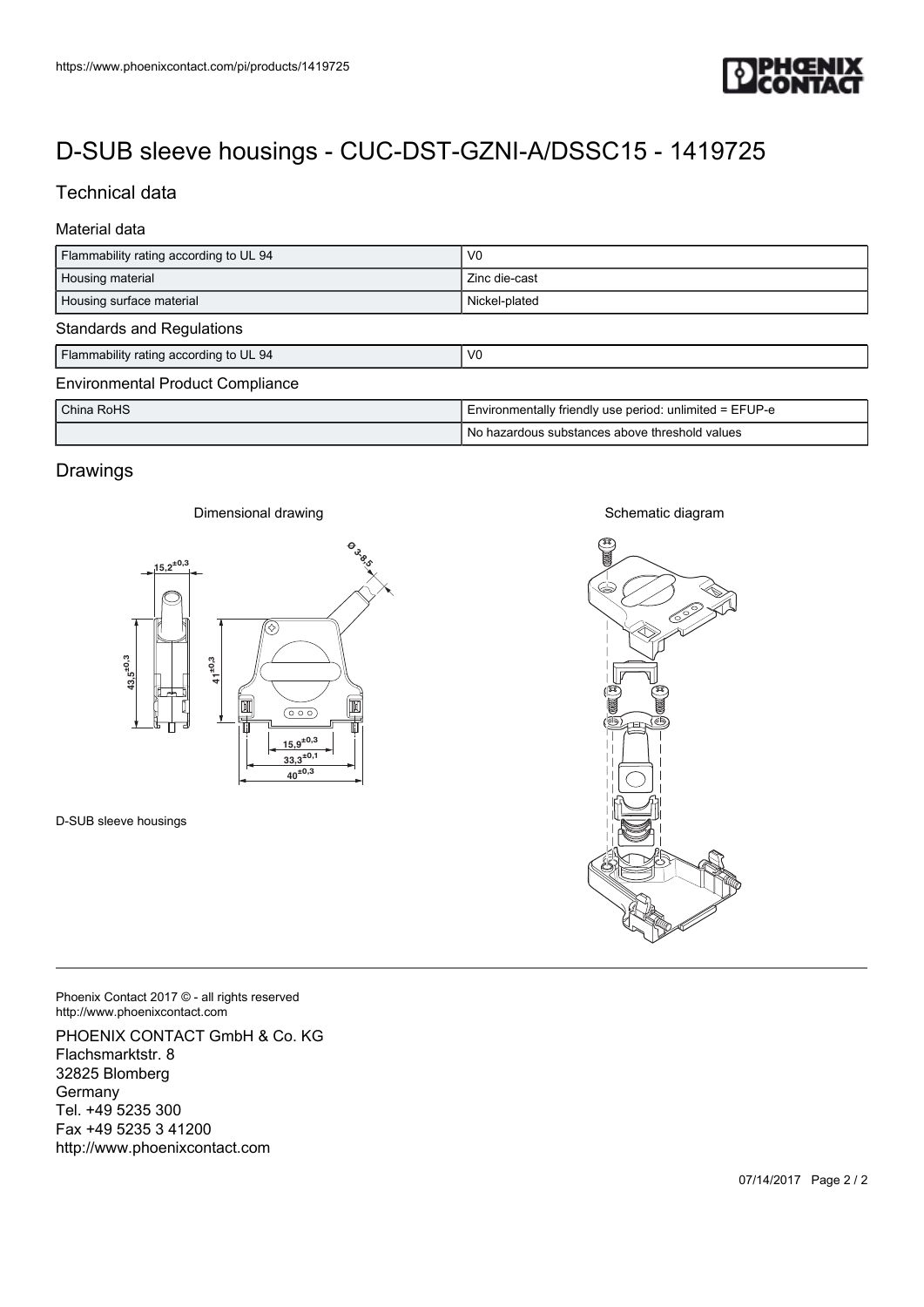# D-SUB sleeve housings - CUC-DST-GZNI-A/DSSC15 - 1419725

## Technical data

### Material data

| | |
|---|---|
| Flammability rating according to UL 94 | V0 |
| Housing material | Zinc die-cast |
| Housing surface material | Nickel-plated |

### Standards and Regulations

| | |
|---|---|
| Flammability rating according to UL 94 | V0 |

### Environmental Product Compliance

| | |
|---|---|
| China RoHS | Environmentally friendly use period: unlimited = EFUP-e |
| | No hazardous substances above threshold values |

## Drawings

Dimensional drawing

Ø 3-8,5

$15,2^{\pm0,3}$

$43,5^{\pm0,3}$

$41^{\pm0,3}$

$15,9^{\pm0,3}$

$33,3^{\pm0,1}$

$40^{\pm0,3}$

D-SUB sleeve housings

Schematic diagram

Phoenix Contact 2017 © - all rights reserved
http://www.phoenixcontact.com

PHOENIX CONTACT GmbH & Co. KG
Flachsmarktstr. 8
32825 Blomberg
Germany
Tel. +49 5235 300
Fax +49 5235 3 41200
http://www.phoenixcontact.com